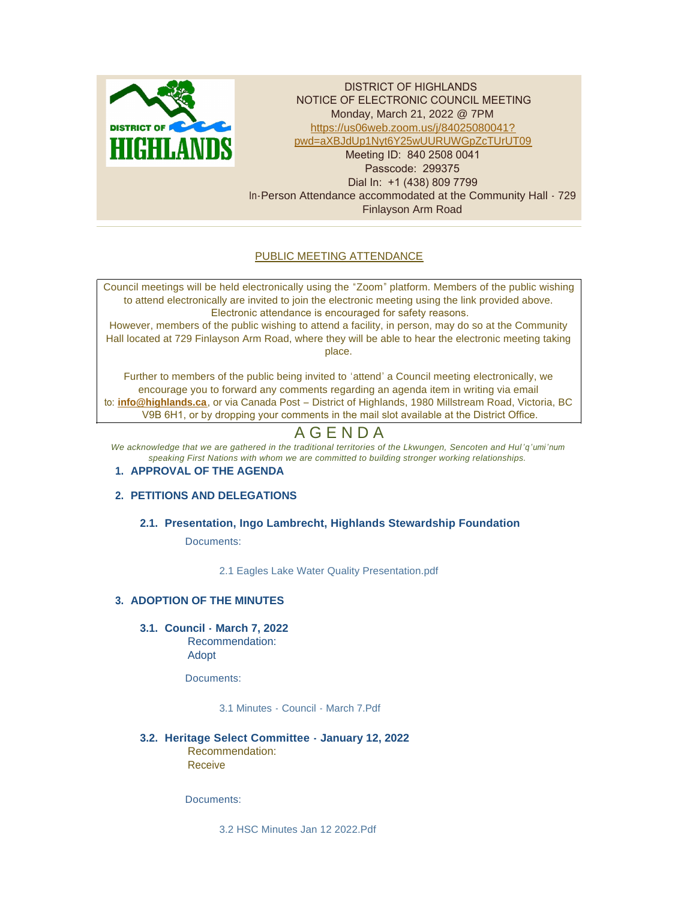DISTRICT OF HIGHLANDS
NOTICE OF ELECTRONIC COUNCIL MEETING
Monday, March 21, 2022 @ 7PM
https://us06web.zoom.us/j/84025080041?pwd=aXBJdUp1Nyt6Y25wUURUWGpZcTUrUT09
Meeting ID: 840 2508 0041
Passcode: 299375
Dial In: +1 (438) 809 7799
In-Person Attendance accommodated at the Community Hall - 729 Finlayson Arm Road

PUBLIC MEETING ATTENDANCE

Council meetings will be held electronically using the "Zoom" platform. Members of the public wishing to attend electronically are invited to join the electronic meeting using the link provided above. Electronic attendance is encouraged for safety reasons.
However, members of the public wishing to attend a facility, in person, may do so at the Community Hall located at 729 Finlayson Arm Road, where they will be able to hear the electronic meeting taking place.

Further to members of the public being invited to 'attend' a Council meeting electronically, we encourage you to forward any comments regarding an agenda item in writing via email to: **info@highlands.ca**, or via Canada Post – District of Highlands, 1980 Millstream Road, Victoria, BC V9B 6H1, or by dropping your comments in the mail slot available at the District Office.

# AGENDA

*We acknowledge that we are gathered in the traditional territories of the Lkwungen, Sencoten and Hul'q'umi'num speaking First Nations with whom we are committed to building stronger working relationships.*

## 1. APPROVAL OF THE AGENDA

## 2. PETITIONS AND DELEGATIONS

### 2.1. Presentation, Ingo Lambrecht, Highlands Stewardship Foundation

Documents:

2.1 Eagles Lake Water Quality Presentation.pdf

## 3. ADOPTION OF THE MINUTES

### 3.1. Council - March 7, 2022

Recommendation:
Adopt

Documents:

3.1 Minutes - Council - March 7.Pdf

### 3.2. Heritage Select Committee - January 12, 2022

Recommendation:
Receive

Documents:

3.2 HSC Minutes Jan 12 2022.Pdf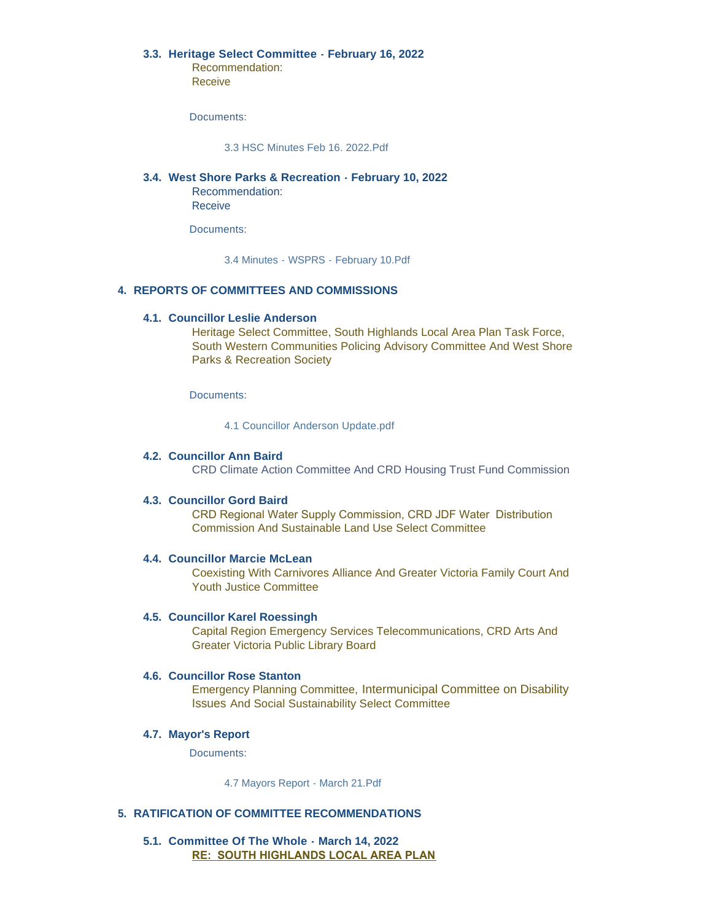### 3.3. Heritage Select Committee - February 16, 2022

Recommendation:
Receive

Documents:

3.3 HSC Minutes Feb 16. 2022.Pdf

### 3.4. West Shore Parks & Recreation - February 10, 2022

Recommendation:
Receive

Documents:

3.4 Minutes - WSPRS - February 10.Pdf

## 4. REPORTS OF COMMITTEES AND COMMISSIONS

### 4.1. Councillor Leslie Anderson

Heritage Select Committee, South Highlands Local Area Plan Task Force, South Western Communities Policing Advisory Committee And West Shore Parks & Recreation Society

Documents:

4.1 Councillor Anderson Update.pdf

### 4.2. Councillor Ann Baird

CRD Climate Action Committee And CRD Housing Trust Fund Commission

### 4.3. Councillor Gord Baird

CRD Regional Water Supply Commission, CRD JDF Water Distribution Commission And Sustainable Land Use Select Committee

### 4.4. Councillor Marcie McLean

Coexisting With Carnivores Alliance And Greater Victoria Family Court And Youth Justice Committee

### 4.5. Councillor Karel Roessingh

Capital Region Emergency Services Telecommunications, CRD Arts And Greater Victoria Public Library Board

### 4.6. Councillor Rose Stanton

Emergency Planning Committee, Intermunicipal Committee on Disability Issues And Social Sustainability Select Committee

### 4.7. Mayor's Report

Documents:

4.7 Mayors Report - March 21.Pdf

## 5. RATIFICATION OF COMMITTEE RECOMMENDATIONS

### 5.1. Committee Of The Whole - March 14, 2022

**RE: SOUTH HIGHLANDS LOCAL AREA PLAN**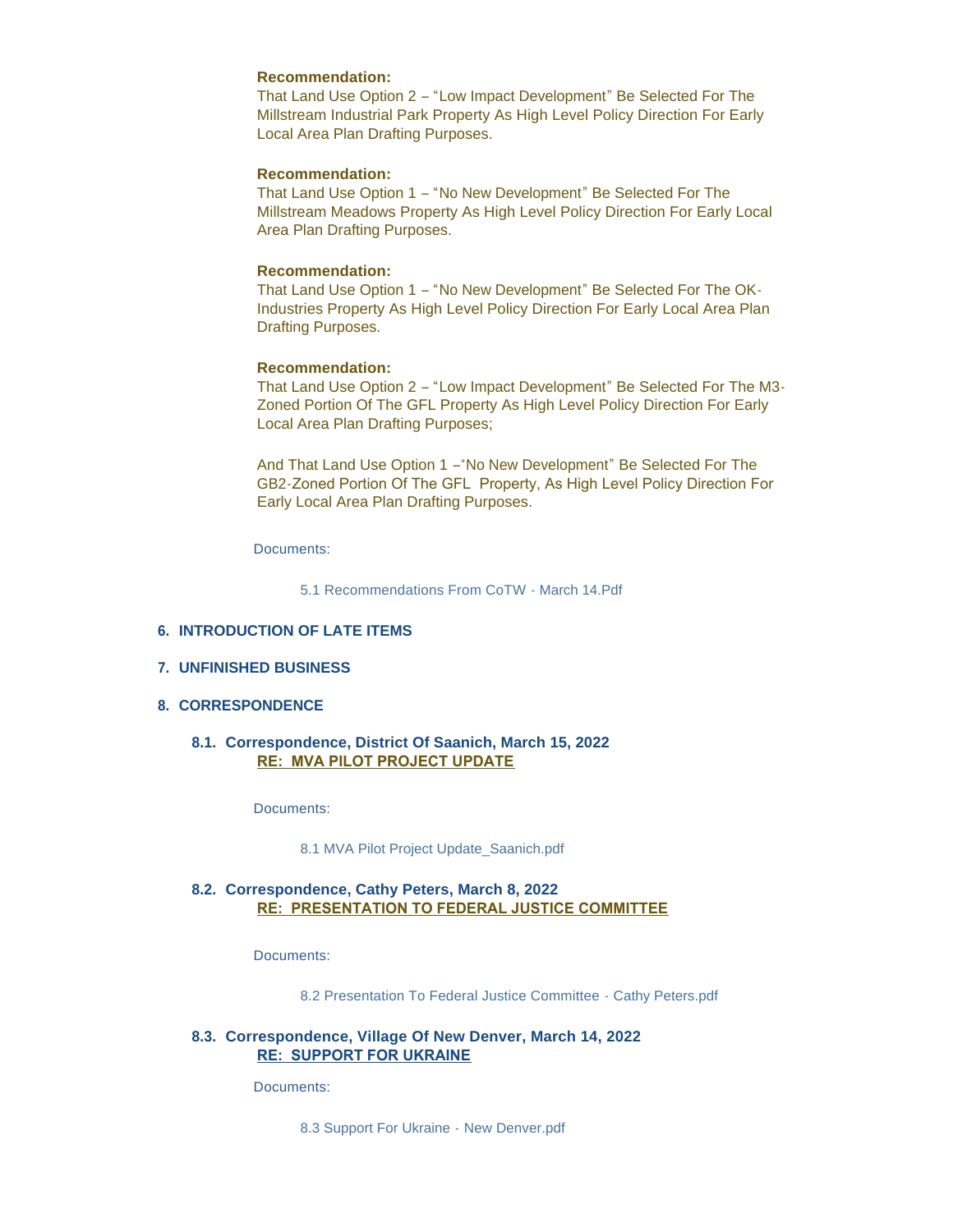**Recommendation:**
That Land Use Option 2 – "Low Impact Development" Be Selected For The Millstream Industrial Park Property As High Level Policy Direction For Early Local Area Plan Drafting Purposes.

**Recommendation:**
That Land Use Option 1 – "No New Development" Be Selected For The Millstream Meadows Property As High Level Policy Direction For Early Local Area Plan Drafting Purposes.

**Recommendation:**
That Land Use Option 1 – "No New Development" Be Selected For The OK-Industries Property As High Level Policy Direction For Early Local Area Plan Drafting Purposes.

**Recommendation:**
That Land Use Option 2 – "Low Impact Development" Be Selected For The M3-Zoned Portion Of The GFL Property As High Level Policy Direction For Early Local Area Plan Drafting Purposes;

And That Land Use Option 1 –"No New Development" Be Selected For The GB2-Zoned Portion Of The GFL Property, As High Level Policy Direction For Early Local Area Plan Drafting Purposes.

Documents:

5.1 Recommendations From CoTW - March 14.Pdf

## 6. INTRODUCTION OF LATE ITEMS

## 7. UNFINISHED BUSINESS

## 8. CORRESPONDENCE

### 8.1. Correspondence, District Of Saanich, March 15, 2022
**RE: MVA PILOT PROJECT UPDATE**

Documents:

8.1 MVA Pilot Project Update_Saanich.pdf

### 8.2. Correspondence, Cathy Peters, March 8, 2022
**RE: PRESENTATION TO FEDERAL JUSTICE COMMITTEE**

Documents:

8.2 Presentation To Federal Justice Committee - Cathy Peters.pdf

### 8.3. Correspondence, Village Of New Denver, March 14, 2022
**RE: SUPPORT FOR UKRAINE**

Documents:

8.3 Support For Ukraine - New Denver.pdf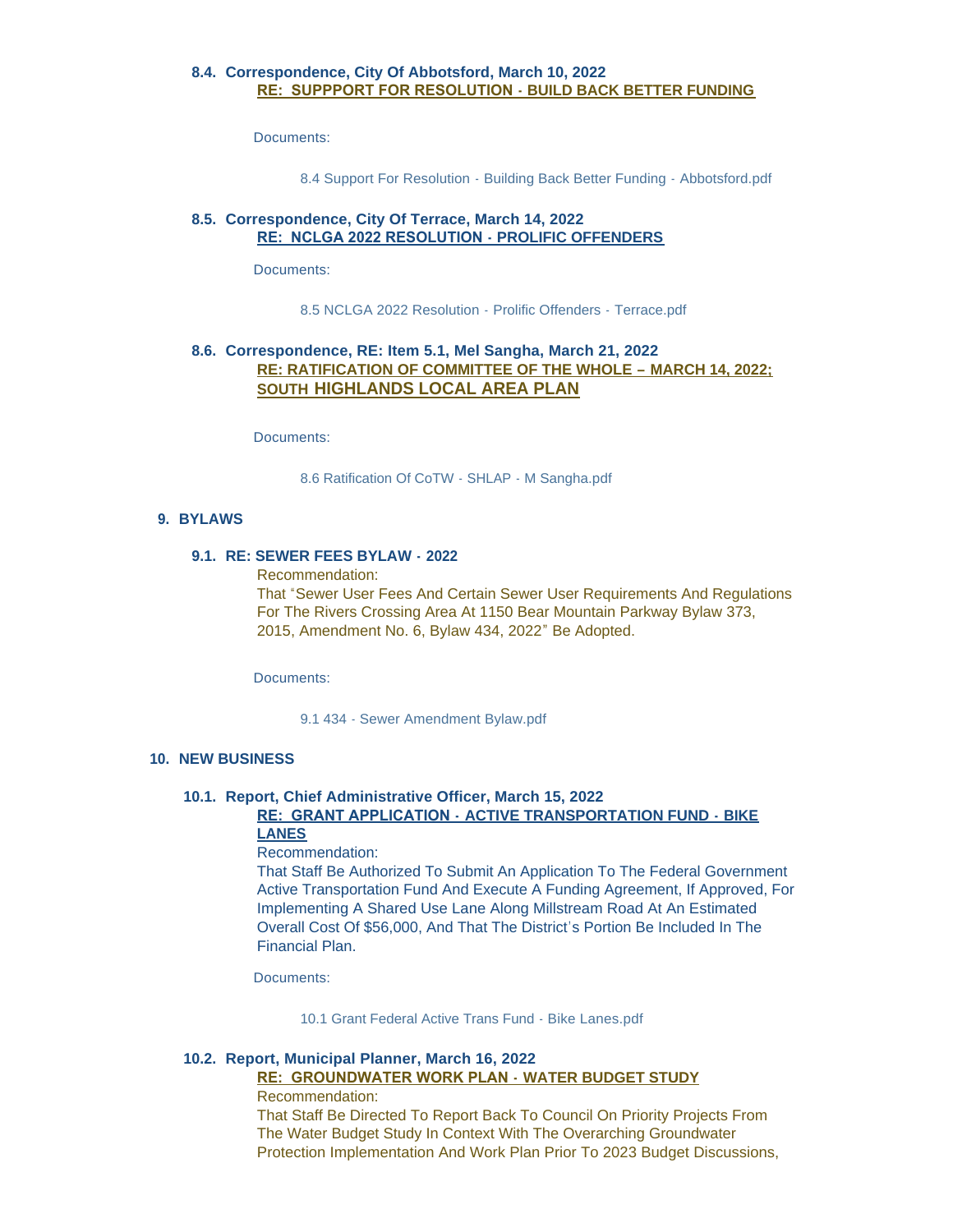### 8.4. Correspondence, City Of Abbotsford, March 10, 2022

**RE: SUPPPORT FOR RESOLUTION - BUILD BACK BETTER FUNDING**

Documents:

8.4 Support For Resolution - Building Back Better Funding - Abbotsford.pdf

### 8.5. Correspondence, City Of Terrace, March 14, 2022

**RE: NCLGA 2022 RESOLUTION - PROLIFIC OFFENDERS**

Documents:

8.5 NCLGA 2022 Resolution - Prolific Offenders - Terrace.pdf

### 8.6. Correspondence, RE: Item 5.1, Mel Sangha, March 21, 2022

**RE: RATIFICATION OF COMMITTEE OF THE WHOLE – MARCH 14, 2022; SOUTH HIGHLANDS LOCAL AREA PLAN**

Documents:

8.6 Ratification Of CoTW - SHLAP - M Sangha.pdf

## 9. BYLAWS

### 9.1. RE: SEWER FEES BYLAW - 2022

Recommendation:
That "Sewer User Fees And Certain Sewer User Requirements And Regulations For The Rivers Crossing Area At 1150 Bear Mountain Parkway Bylaw 373, 2015, Amendment No. 6, Bylaw 434, 2022" Be Adopted.

Documents:

9.1 434 - Sewer Amendment Bylaw.pdf

## 10. NEW BUSINESS

### 10.1. Report, Chief Administrative Officer, March 15, 2022

**RE: GRANT APPLICATION - ACTIVE TRANSPORTATION FUND - BIKE LANES**

Recommendation:
That Staff Be Authorized To Submit An Application To The Federal Government Active Transportation Fund And Execute A Funding Agreement, If Approved, For Implementing A Shared Use Lane Along Millstream Road At An Estimated Overall Cost Of $56,000, And That The District's Portion Be Included In The Financial Plan.

Documents:

10.1 Grant Federal Active Trans Fund - Bike Lanes.pdf

### 10.2. Report, Municipal Planner, March 16, 2022

**RE: GROUNDWATER WORK PLAN - WATER BUDGET STUDY**

Recommendation:
That Staff Be Directed To Report Back To Council On Priority Projects From The Water Budget Study In Context With The Overarching Groundwater Protection Implementation And Work Plan Prior To 2023 Budget Discussions,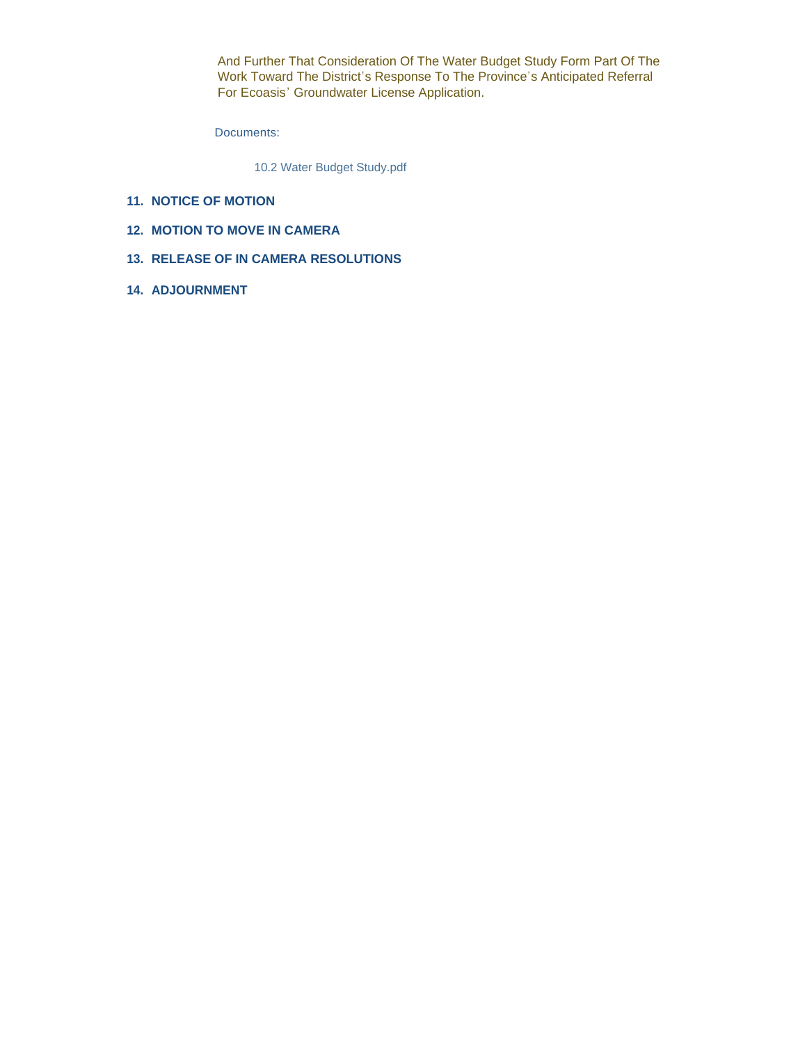And Further That Consideration Of The Water Budget Study Form Part Of The Work Toward The District's Response To The Province's Anticipated Referral For Ecoasis' Groundwater License Application.

Documents:

10.2 Water Budget Study.pdf

**11. NOTICE OF MOTION**

**12. MOTION TO MOVE IN CAMERA**

**13. RELEASE OF IN CAMERA RESOLUTIONS**

**14. ADJOURNMENT**